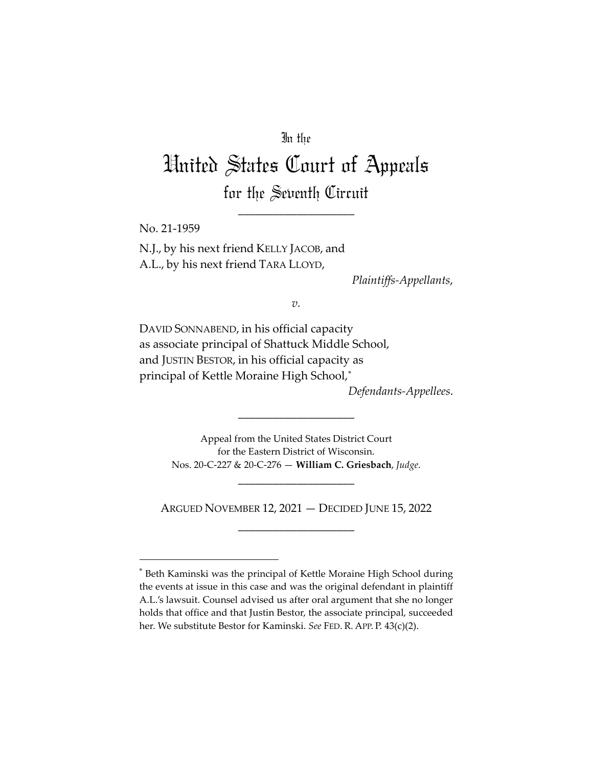In the

# United States Court of Appeals

## for the Seventh Circuit

____________________

No. 21-1959

N.J., by his next friend KELLY JACOB, and
A.L., by his next friend TARA LLOYD,

*Plaintiffs-Appellants*,

*v.*

DAVID SONNABEND, in his official capacity as associate principal of Shattuck Middle School, and JUSTIN BESTOR, in his official capacity as principal of Kettle Moraine High School,*

*Defendants-Appellees*.

____________________

Appeal from the United States District Court
for the Eastern District of Wisconsin.
Nos. 20-C-227 & 20-C-276 — **William C. Griesbach**, *Judge*.

____________________

ARGUED NOVEMBER 12, 2021 — DECIDED JUNE 15, 2022

____________________

* Beth Kaminski was the principal of Kettle Moraine High School during the events at issue in this case and was the original defendant in plaintiff A.L.'s lawsuit. Counsel advised us after oral argument that she no longer holds that office and that Justin Bestor, the associate principal, succeeded her. We substitute Bestor for Kaminski. *See* FED. R. APP. P. 43(c)(2).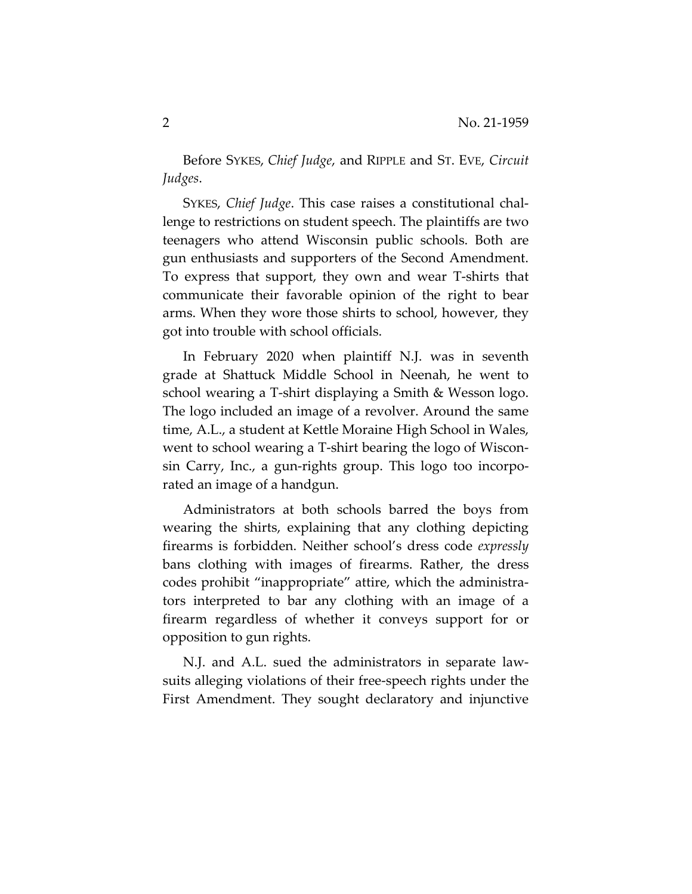Before SYKES, *Chief Judge*, and RIPPLE and ST. EVE, *Circuit Judges*.

SYKES, *Chief Judge*. This case raises a constitutional challenge to restrictions on student speech. The plaintiffs are two teenagers who attend Wisconsin public schools. Both are gun enthusiasts and supporters of the Second Amendment. To express that support, they own and wear T-shirts that communicate their favorable opinion of the right to bear arms. When they wore those shirts to school, however, they got into trouble with school officials.

In February 2020 when plaintiff N.J. was in seventh grade at Shattuck Middle School in Neenah, he went to school wearing a T-shirt displaying a Smith & Wesson logo. The logo included an image of a revolver. Around the same time, A.L., a student at Kettle Moraine High School in Wales, went to school wearing a T-shirt bearing the logo of Wisconsin Carry, Inc., a gun-rights group. This logo too incorporated an image of a handgun.

Administrators at both schools barred the boys from wearing the shirts, explaining that any clothing depicting firearms is forbidden. Neither school's dress code *expressly* bans clothing with images of firearms. Rather, the dress codes prohibit "inappropriate" attire, which the administrators interpreted to bar any clothing with an image of a firearm regardless of whether it conveys support for or opposition to gun rights.

N.J. and A.L. sued the administrators in separate lawsuits alleging violations of their free-speech rights under the First Amendment. They sought declaratory and injunctive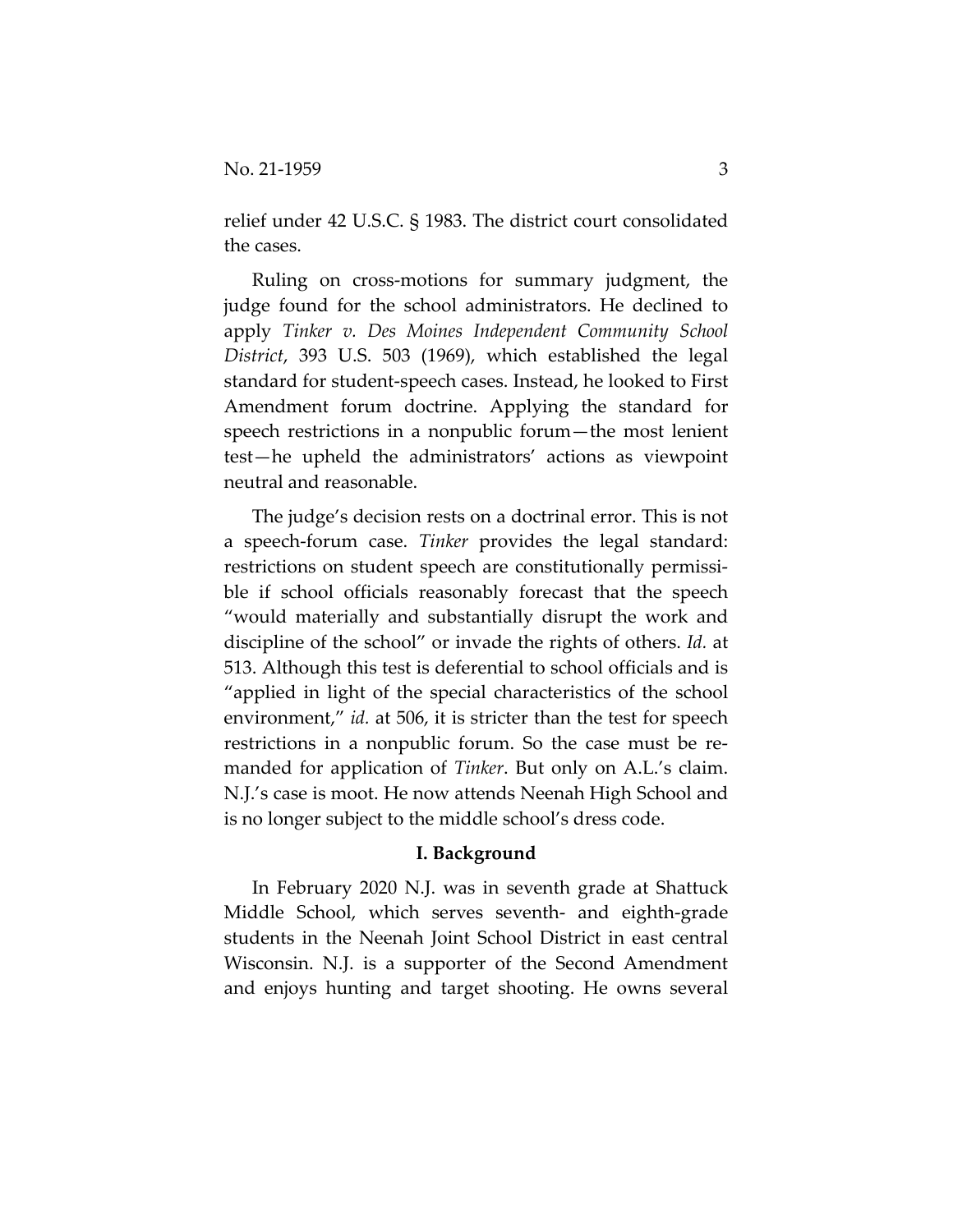relief under 42 U.S.C. § 1983. The district court consolidated the cases.

Ruling on cross-motions for summary judgment, the judge found for the school administrators. He declined to apply *Tinker v. Des Moines Independent Community School District*, 393 U.S. 503 (1969), which established the legal standard for student-speech cases. Instead, he looked to First Amendment forum doctrine. Applying the standard for speech restrictions in a nonpublic forum—the most lenient test—he upheld the administrators' actions as viewpoint neutral and reasonable.

The judge's decision rests on a doctrinal error. This is not a speech-forum case. *Tinker* provides the legal standard: restrictions on student speech are constitutionally permissible if school officials reasonably forecast that the speech "would materially and substantially disrupt the work and discipline of the school" or invade the rights of others. *Id.* at 513. Although this test is deferential to school officials and is "applied in light of the special characteristics of the school environment," *id.* at 506, it is stricter than the test for speech restrictions in a nonpublic forum. So the case must be remanded for application of *Tinker*. But only on A.L.'s claim. N.J.'s case is moot. He now attends Neenah High School and is no longer subject to the middle school's dress code.

## I. Background

In February 2020 N.J. was in seventh grade at Shattuck Middle School, which serves seventh- and eighth-grade students in the Neenah Joint School District in east central Wisconsin. N.J. is a supporter of the Second Amendment and enjoys hunting and target shooting. He owns several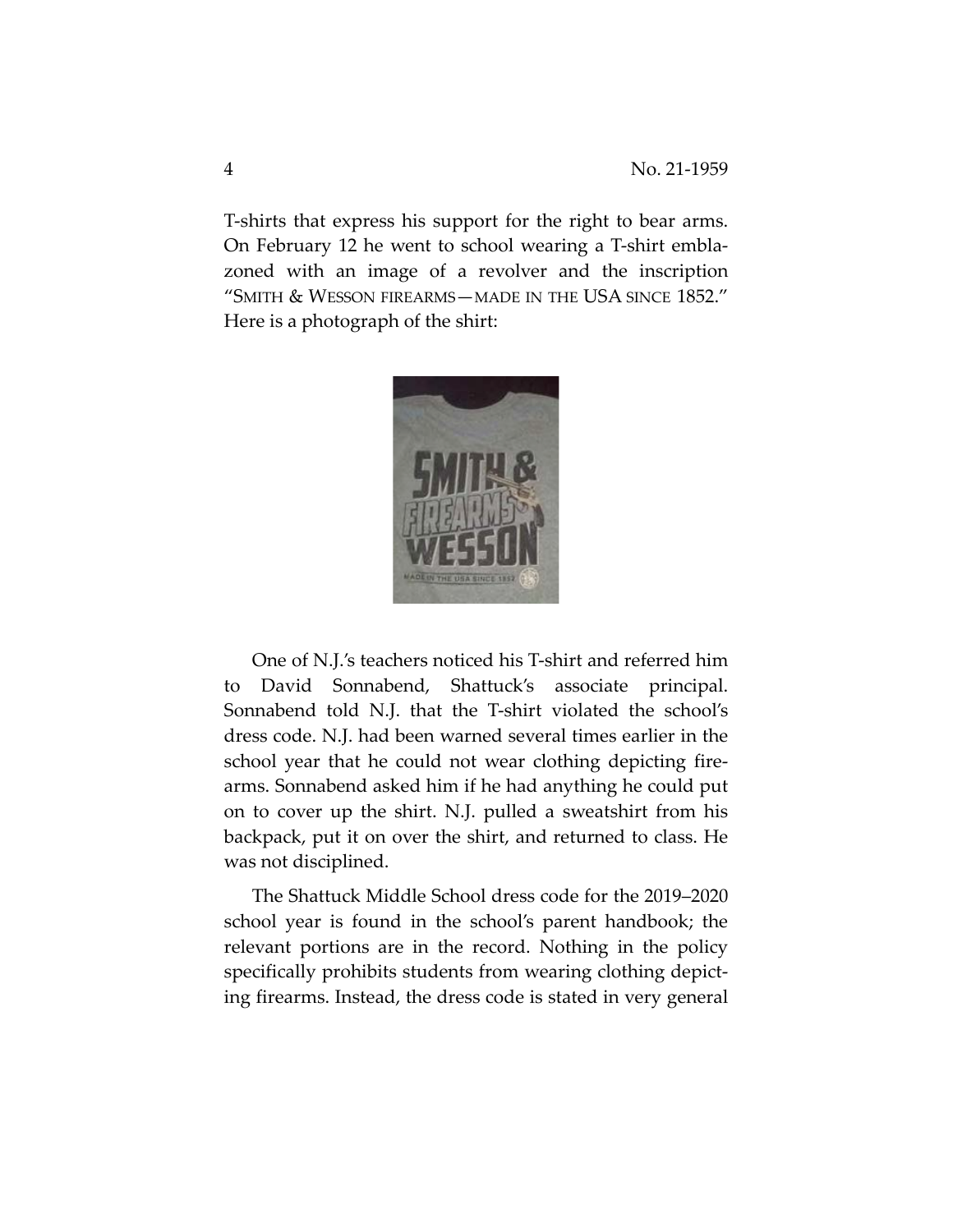T-shirts that express his support for the right to bear arms. On February 12 he went to school wearing a T-shirt emblazoned with an image of a revolver and the inscription "SMITH & WESSON FIREARMS—MADE IN THE USA SINCE 1852." Here is a photograph of the shirt:

One of N.J.'s teachers noticed his T-shirt and referred him to David Sonnabend, Shattuck's associate principal. Sonnabend told N.J. that the T-shirt violated the school's dress code. N.J. had been warned several times earlier in the school year that he could not wear clothing depicting firearms. Sonnabend asked him if he had anything he could put on to cover up the shirt. N.J. pulled a sweatshirt from his backpack, put it on over the shirt, and returned to class. He was not disciplined.

The Shattuck Middle School dress code for the 2019–2020 school year is found in the school's parent handbook; the relevant portions are in the record. Nothing in the policy specifically prohibits students from wearing clothing depicting firearms. Instead, the dress code is stated in very general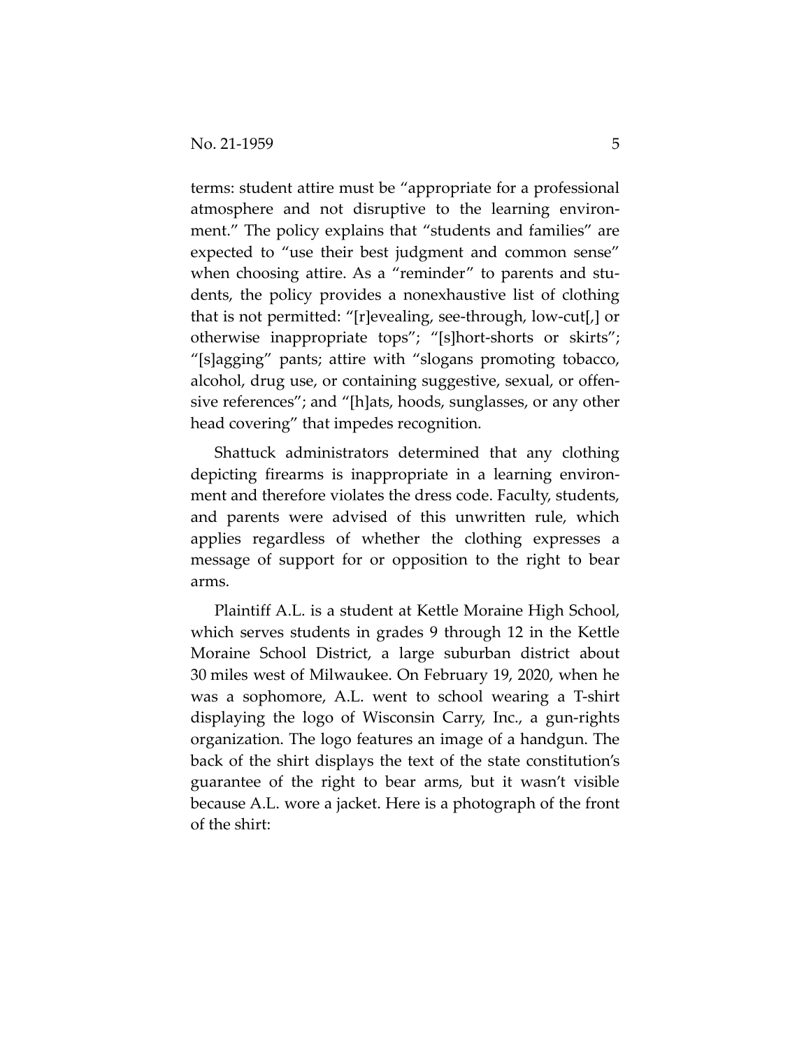terms: student attire must be "appropriate for a professional atmosphere and not disruptive to the learning environment." The policy explains that "students and families" are expected to "use their best judgment and common sense" when choosing attire. As a "reminder" to parents and students, the policy provides a nonexhaustive list of clothing that is not permitted: "[r]evealing, see-through, low-cut[,] or otherwise inappropriate tops"; "[s]hort-shorts or skirts"; "[s]agging" pants; attire with "slogans promoting tobacco, alcohol, drug use, or containing suggestive, sexual, or offensive references"; and "[h]ats, hoods, sunglasses, or any other head covering" that impedes recognition.

Shattuck administrators determined that any clothing depicting firearms is inappropriate in a learning environment and therefore violates the dress code. Faculty, students, and parents were advised of this unwritten rule, which applies regardless of whether the clothing expresses a message of support for or opposition to the right to bear arms.

Plaintiff A.L. is a student at Kettle Moraine High School, which serves students in grades 9 through 12 in the Kettle Moraine School District, a large suburban district about 30 miles west of Milwaukee. On February 19, 2020, when he was a sophomore, A.L. went to school wearing a T-shirt displaying the logo of Wisconsin Carry, Inc., a gun-rights organization. The logo features an image of a handgun. The back of the shirt displays the text of the state constitution's guarantee of the right to bear arms, but it wasn't visible because A.L. wore a jacket. Here is a photograph of the front of the shirt: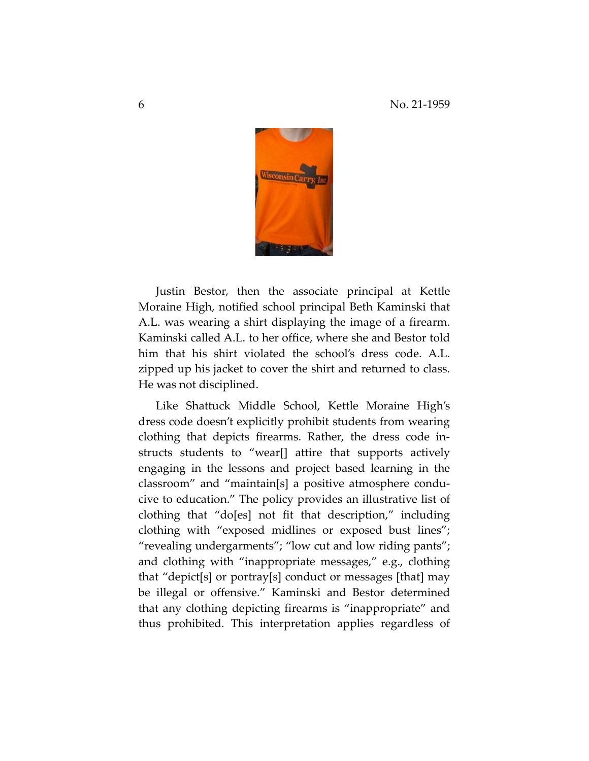Justin Bestor, then the associate principal at Kettle Moraine High, notified school principal Beth Kaminski that A.L. was wearing a shirt displaying the image of a firearm. Kaminski called A.L. to her office, where she and Bestor told him that his shirt violated the school's dress code. A.L. zipped up his jacket to cover the shirt and returned to class. He was not disciplined.

Like Shattuck Middle School, Kettle Moraine High's dress code doesn't explicitly prohibit students from wearing clothing that depicts firearms. Rather, the dress code instructs students to "wear[] attire that supports actively engaging in the lessons and project based learning in the classroom" and "maintain[s] a positive atmosphere conducive to education." The policy provides an illustrative list of clothing that "do[es] not fit that description," including clothing with "exposed midlines or exposed bust lines"; "revealing undergarments"; "low cut and low riding pants"; and clothing with "inappropriate messages," e.g., clothing that "depict[s] or portray[s] conduct or messages [that] may be illegal or offensive." Kaminski and Bestor determined that any clothing depicting firearms is "inappropriate" and thus prohibited. This interpretation applies regardless of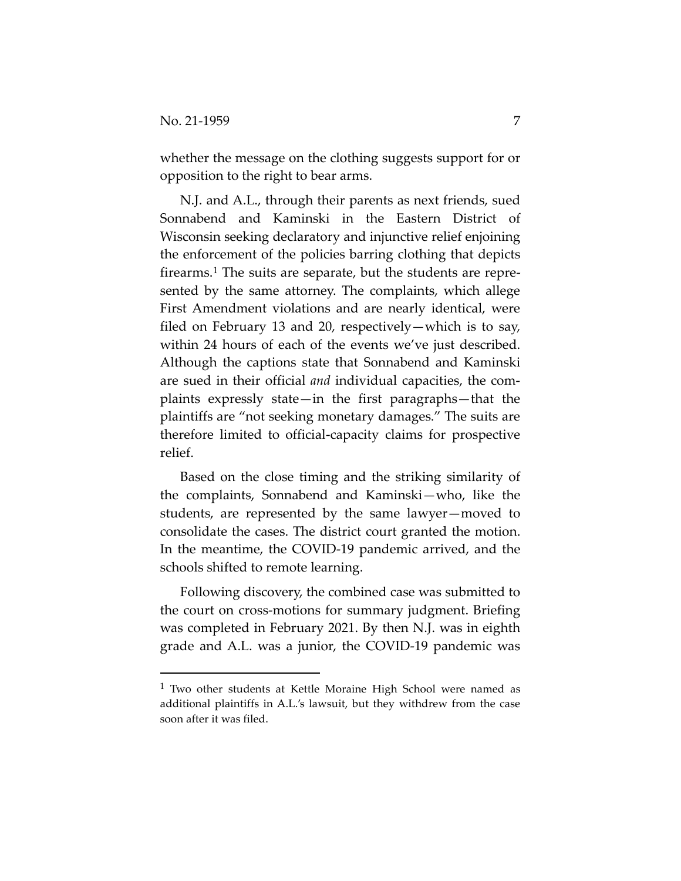whether the message on the clothing suggests support for or opposition to the right to bear arms.

N.J. and A.L., through their parents as next friends, sued Sonnabend and Kaminski in the Eastern District of Wisconsin seeking declaratory and injunctive relief enjoining the enforcement of the policies barring clothing that depicts firearms.[1] The suits are separate, but the students are represented by the same attorney. The complaints, which allege First Amendment violations and are nearly identical, were filed on February 13 and 20, respectively—which is to say, within 24 hours of each of the events we've just described. Although the captions state that Sonnabend and Kaminski are sued in their official *and* individual capacities, the complaints expressly state—in the first paragraphs—that the plaintiffs are "not seeking monetary damages." The suits are therefore limited to official-capacity claims for prospective relief.

Based on the close timing and the striking similarity of the complaints, Sonnabend and Kaminski—who, like the students, are represented by the same lawyer—moved to consolidate the cases. The district court granted the motion. In the meantime, the COVID-19 pandemic arrived, and the schools shifted to remote learning.

Following discovery, the combined case was submitted to the court on cross-motions for summary judgment. Briefing was completed in February 2021. By then N.J. was in eighth grade and A.L. was a junior, the COVID-19 pandemic was

[1] Two other students at Kettle Moraine High School were named as additional plaintiffs in A.L.'s lawsuit, but they withdrew from the case soon after it was filed.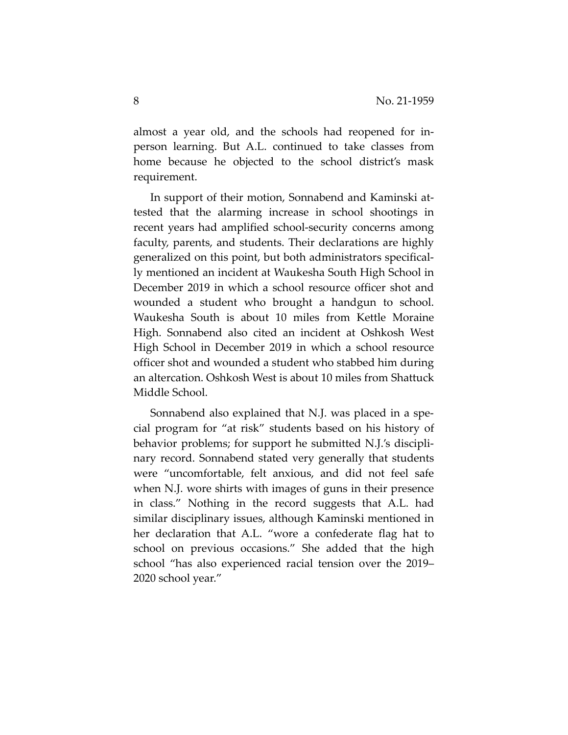almost a year old, and the schools had reopened for in-person learning. But A.L. continued to take classes from home because he objected to the school district's mask requirement.

In support of their motion, Sonnabend and Kaminski attested that the alarming increase in school shootings in recent years had amplified school-security concerns among faculty, parents, and students. Their declarations are highly generalized on this point, but both administrators specifically mentioned an incident at Waukesha South High School in December 2019 in which a school resource officer shot and wounded a student who brought a handgun to school. Waukesha South is about 10 miles from Kettle Moraine High. Sonnabend also cited an incident at Oshkosh West High School in December 2019 in which a school resource officer shot and wounded a student who stabbed him during an altercation. Oshkosh West is about 10 miles from Shattuck Middle School.

Sonnabend also explained that N.J. was placed in a special program for "at risk" students based on his history of behavior problems; for support he submitted N.J.'s disciplinary record. Sonnabend stated very generally that students were "uncomfortable, felt anxious, and did not feel safe when N.J. wore shirts with images of guns in their presence in class." Nothing in the record suggests that A.L. had similar disciplinary issues, although Kaminski mentioned in her declaration that A.L. "wore a confederate flag hat to school on previous occasions." She added that the high school "has also experienced racial tension over the 2019–2020 school year."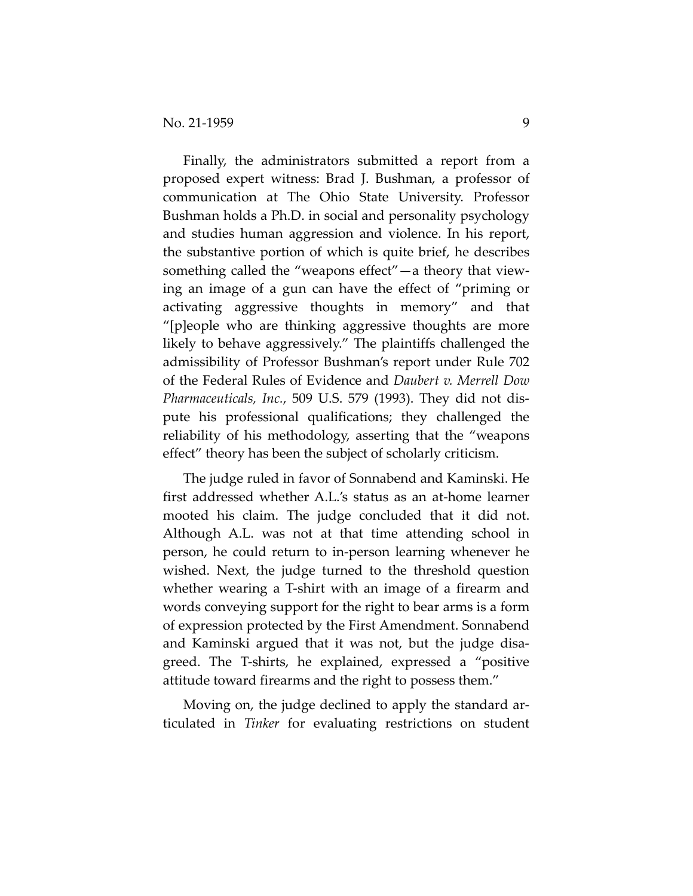Finally, the administrators submitted a report from a proposed expert witness: Brad J. Bushman, a professor of communication at The Ohio State University. Professor Bushman holds a Ph.D. in social and personality psychology and studies human aggression and violence. In his report, the substantive portion of which is quite brief, he describes something called the "weapons effect"—a theory that viewing an image of a gun can have the effect of "priming or activating aggressive thoughts in memory" and that "[p]eople who are thinking aggressive thoughts are more likely to behave aggressively." The plaintiffs challenged the admissibility of Professor Bushman's report under Rule 702 of the Federal Rules of Evidence and *Daubert v. Merrell Dow Pharmaceuticals, Inc.*, 509 U.S. 579 (1993). They did not dispute his professional qualifications; they challenged the reliability of his methodology, asserting that the "weapons effect" theory has been the subject of scholarly criticism.

The judge ruled in favor of Sonnabend and Kaminski. He first addressed whether A.L.'s status as an at-home learner mooted his claim. The judge concluded that it did not. Although A.L. was not at that time attending school in person, he could return to in-person learning whenever he wished. Next, the judge turned to the threshold question whether wearing a T-shirt with an image of a firearm and words conveying support for the right to bear arms is a form of expression protected by the First Amendment. Sonnabend and Kaminski argued that it was not, but the judge disagreed. The T-shirts, he explained, expressed a "positive attitude toward firearms and the right to possess them."

Moving on, the judge declined to apply the standard articulated in *Tinker* for evaluating restrictions on student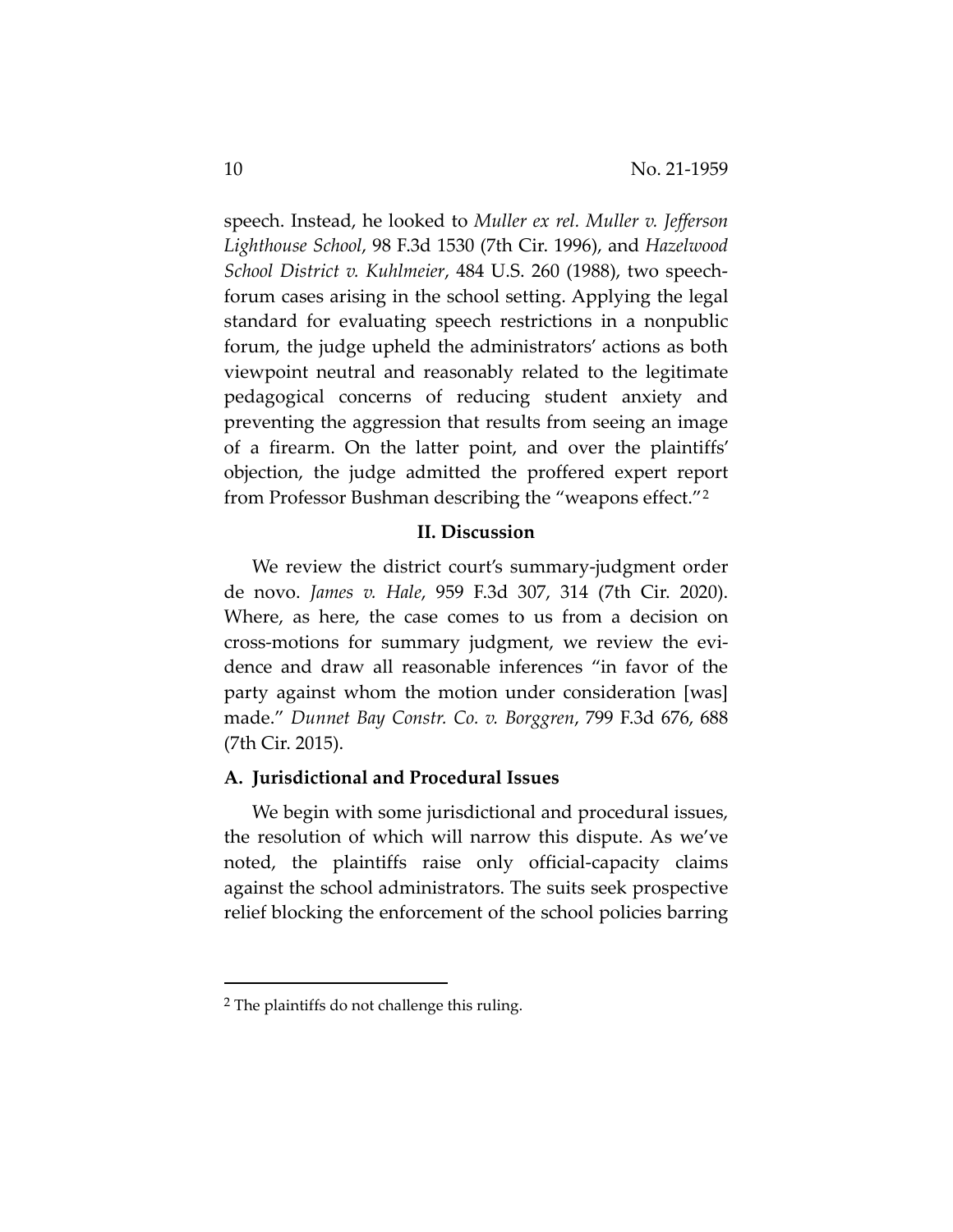speech. Instead, he looked to *Muller ex rel. Muller v. Jefferson Lighthouse School*, 98 F.3d 1530 (7th Cir. 1996), and *Hazelwood School District v. Kuhlmeier*, 484 U.S. 260 (1988), two speech-forum cases arising in the school setting. Applying the legal standard for evaluating speech restrictions in a nonpublic forum, the judge upheld the administrators' actions as both viewpoint neutral and reasonably related to the legitimate pedagogical concerns of reducing student anxiety and preventing the aggression that results from seeing an image of a firearm. On the latter point, and over the plaintiffs' objection, the judge admitted the proffered expert report from Professor Bushman describing the "weapons effect."[2]

## II. Discussion

We review the district court's summary-judgment order de novo. *James v. Hale*, 959 F.3d 307, 314 (7th Cir. 2020). Where, as here, the case comes to us from a decision on cross-motions for summary judgment, we review the evidence and draw all reasonable inferences "in favor of the party against whom the motion under consideration [was] made." *Dunnet Bay Constr. Co. v. Borggren*, 799 F.3d 676, 688 (7th Cir. 2015).

### A. Jurisdictional and Procedural Issues

We begin with some jurisdictional and procedural issues, the resolution of which will narrow this dispute. As we've noted, the plaintiffs raise only official-capacity claims against the school administrators. The suits seek prospective relief blocking the enforcement of the school policies barring

---

[2] The plaintiffs do not challenge this ruling.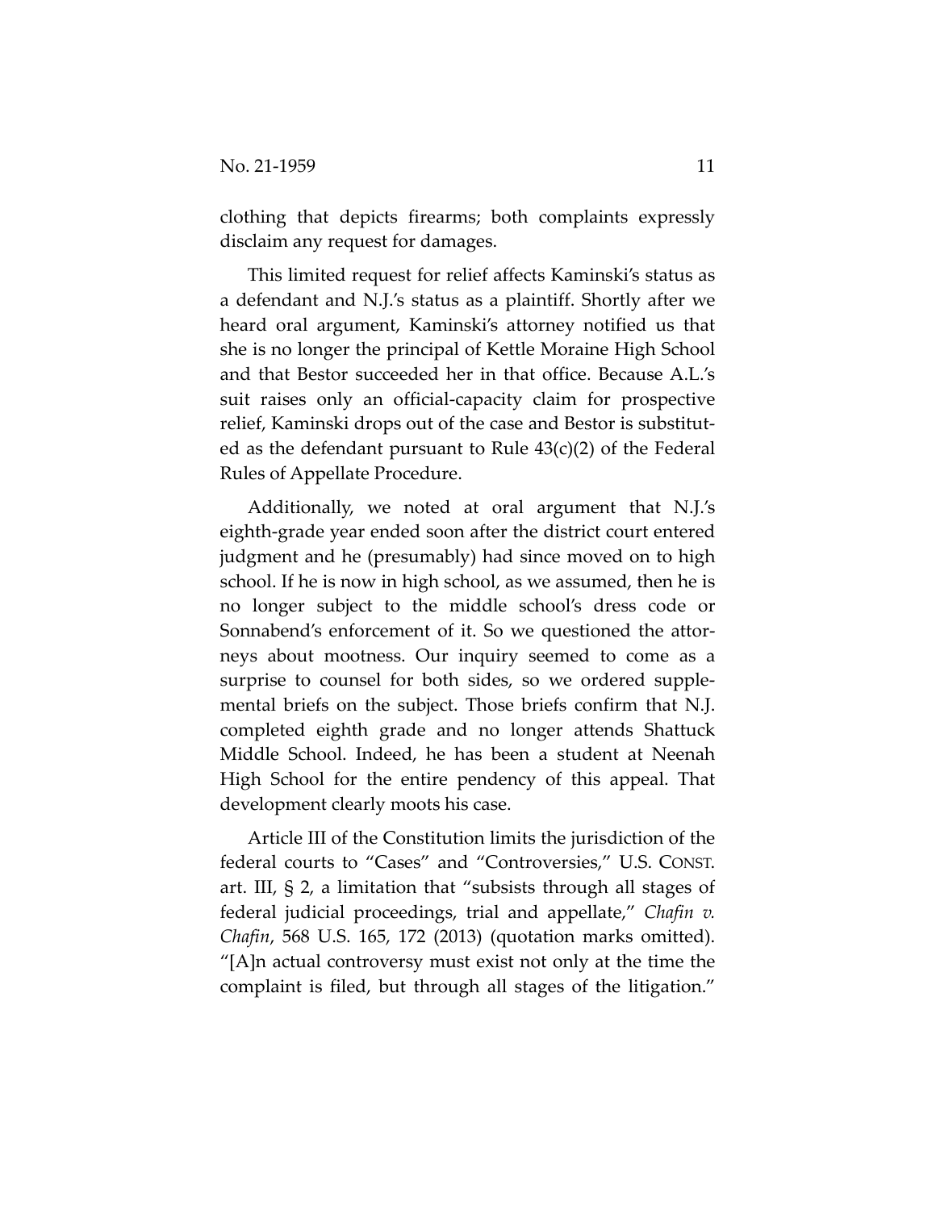clothing that depicts firearms; both complaints expressly disclaim any request for damages.

This limited request for relief affects Kaminski's status as a defendant and N.J.'s status as a plaintiff. Shortly after we heard oral argument, Kaminski's attorney notified us that she is no longer the principal of Kettle Moraine High School and that Bestor succeeded her in that office. Because A.L.'s suit raises only an official-capacity claim for prospective relief, Kaminski drops out of the case and Bestor is substituted as the defendant pursuant to Rule 43(c)(2) of the Federal Rules of Appellate Procedure.

Additionally, we noted at oral argument that N.J.'s eighth-grade year ended soon after the district court entered judgment and he (presumably) had since moved on to high school. If he is now in high school, as we assumed, then he is no longer subject to the middle school's dress code or Sonnabend's enforcement of it. So we questioned the attorneys about mootness. Our inquiry seemed to come as a surprise to counsel for both sides, so we ordered supplemental briefs on the subject. Those briefs confirm that N.J. completed eighth grade and no longer attends Shattuck Middle School. Indeed, he has been a student at Neenah High School for the entire pendency of this appeal. That development clearly moots his case.

Article III of the Constitution limits the jurisdiction of the federal courts to "Cases" and "Controversies," U.S. CONST. art. III, § 2, a limitation that "subsists through all stages of federal judicial proceedings, trial and appellate," *Chafin v. Chafin*, 568 U.S. 165, 172 (2013) (quotation marks omitted). "[A]n actual controversy must exist not only at the time the complaint is filed, but through all stages of the litigation."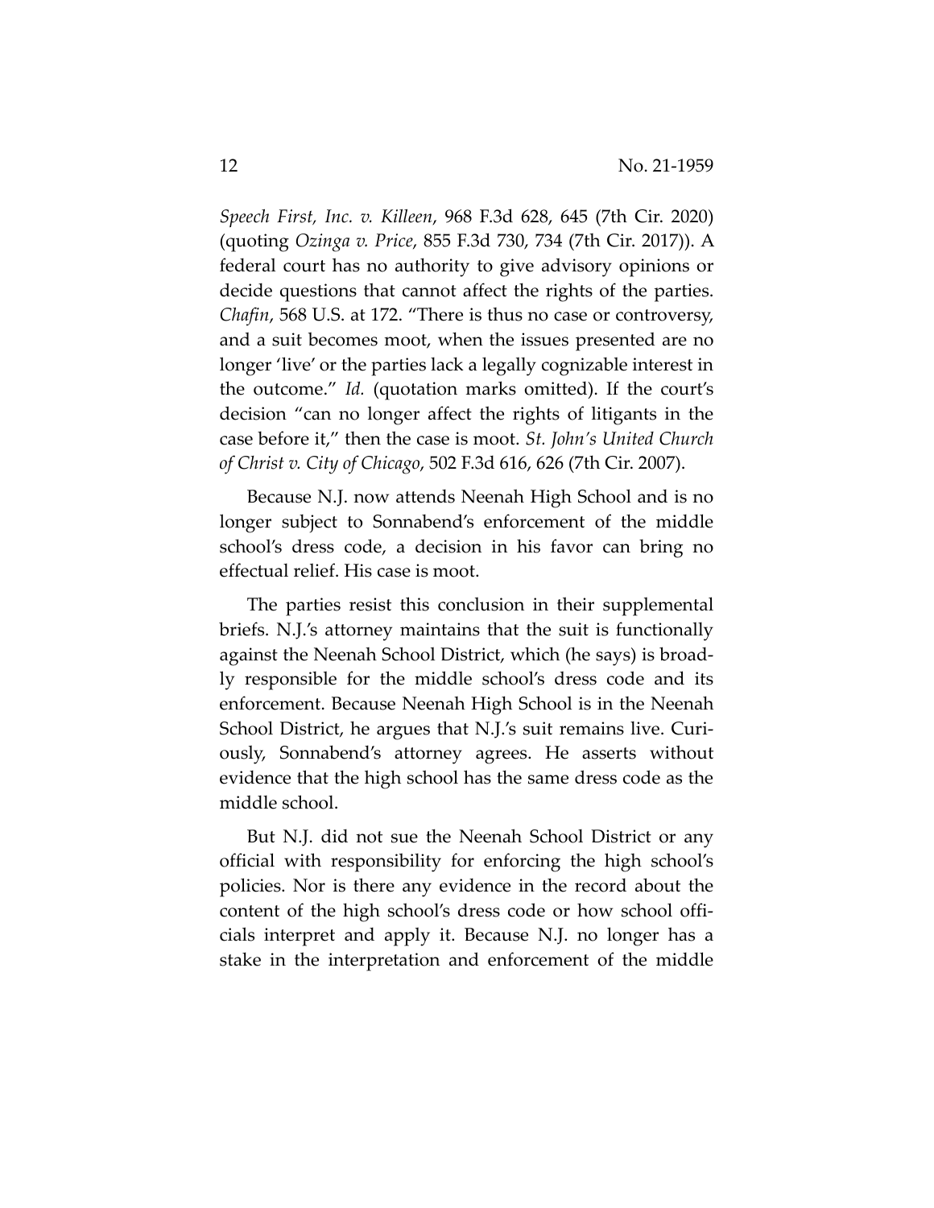*Speech First, Inc. v. Killeen*, 968 F.3d 628, 645 (7th Cir. 2020) (quoting *Ozinga v. Price*, 855 F.3d 730, 734 (7th Cir. 2017)). A federal court has no authority to give advisory opinions or decide questions that cannot affect the rights of the parties. *Chafin*, 568 U.S. at 172. "There is thus no case or controversy, and a suit becomes moot, when the issues presented are no longer 'live' or the parties lack a legally cognizable interest in the outcome." *Id.* (quotation marks omitted). If the court's decision "can no longer affect the rights of litigants in the case before it," then the case is moot. *St. John's United Church of Christ v. City of Chicago*, 502 F.3d 616, 626 (7th Cir. 2007).

Because N.J. now attends Neenah High School and is no longer subject to Sonnabend's enforcement of the middle school's dress code, a decision in his favor can bring no effectual relief. His case is moot.

The parties resist this conclusion in their supplemental briefs. N.J.'s attorney maintains that the suit is functionally against the Neenah School District, which (he says) is broadly responsible for the middle school's dress code and its enforcement. Because Neenah High School is in the Neenah School District, he argues that N.J.'s suit remains live. Curiously, Sonnabend's attorney agrees. He asserts without evidence that the high school has the same dress code as the middle school.

But N.J. did not sue the Neenah School District or any official with responsibility for enforcing the high school's policies. Nor is there any evidence in the record about the content of the high school's dress code or how school officials interpret and apply it. Because N.J. no longer has a stake in the interpretation and enforcement of the middle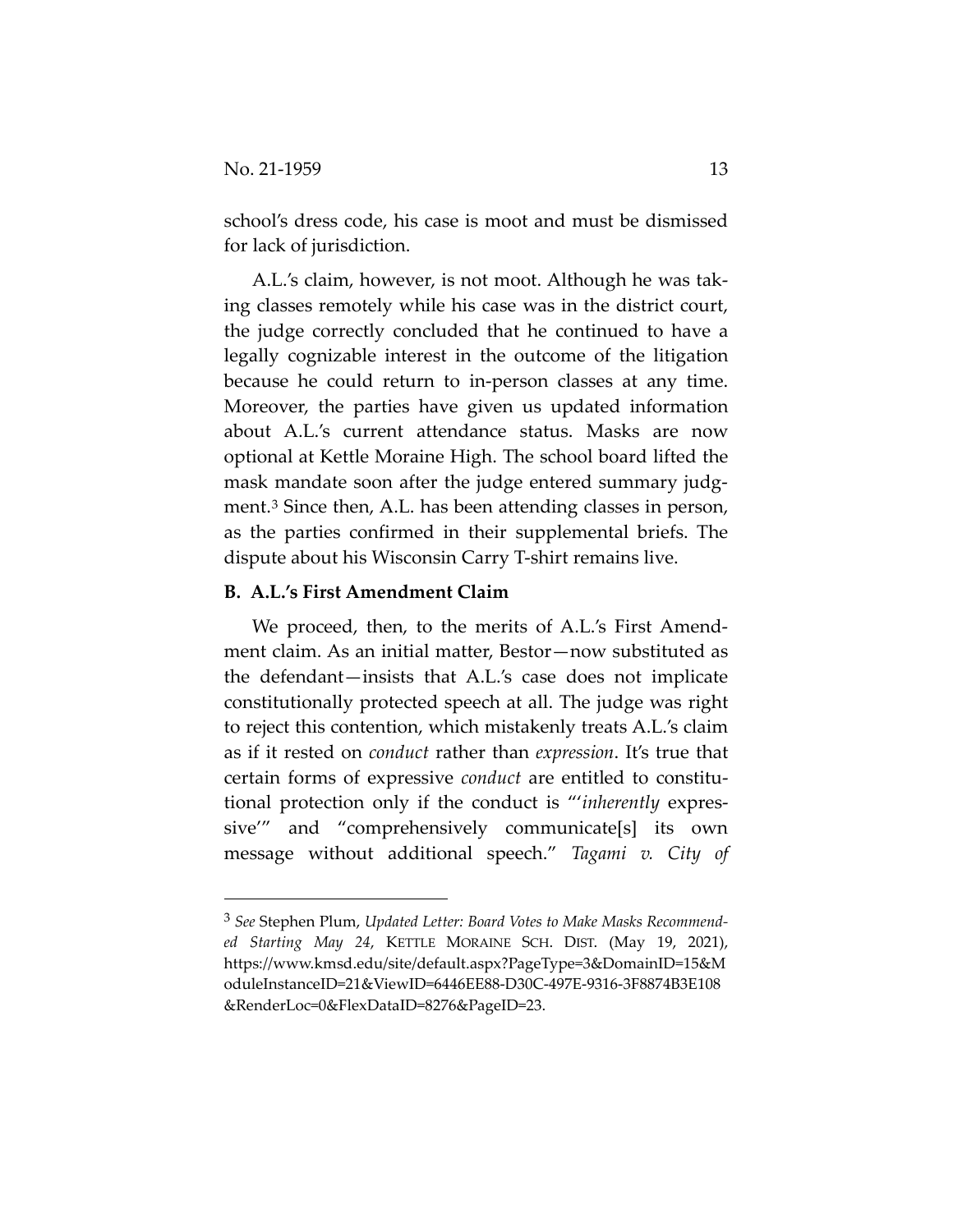school's dress code, his case is moot and must be dismissed for lack of jurisdiction.

A.L.'s claim, however, is not moot. Although he was taking classes remotely while his case was in the district court, the judge correctly concluded that he continued to have a legally cognizable interest in the outcome of the litigation because he could return to in-person classes at any time. Moreover, the parties have given us updated information about A.L.'s current attendance status. Masks are now optional at Kettle Moraine High. The school board lifted the mask mandate soon after the judge entered summary judgment.[3] Since then, A.L. has been attending classes in person, as the parties confirmed in their supplemental briefs. The dispute about his Wisconsin Carry T-shirt remains live.

### B. A.L.'s First Amendment Claim

We proceed, then, to the merits of A.L.'s First Amendment claim. As an initial matter, Bestor—now substituted as the defendant—insists that A.L.'s case does not implicate constitutionally protected speech at all. The judge was right to reject this contention, which mistakenly treats A.L.'s claim as if it rested on *conduct* rather than *expression*. It's true that certain forms of expressive *conduct* are entitled to constitutional protection only if the conduct is "'*inherently* expressive'" and "comprehensively communicate[s] its own message without additional speech." *Tagami v. City of*

---

[3] *See* Stephen Plum, *Updated Letter: Board Votes to Make Masks Recommended Starting May 24*, KETTLE MORAINE SCH. DIST. (May 19, 2021), https://www.kmsd.edu/site/default.aspx?PageType=3&DomainID=15&ModuleInstanceID=21&ViewID=6446EE88-D30C-497E-9316-3F8874B3E108&RenderLoc=0&FlexDataID=8276&PageID=23.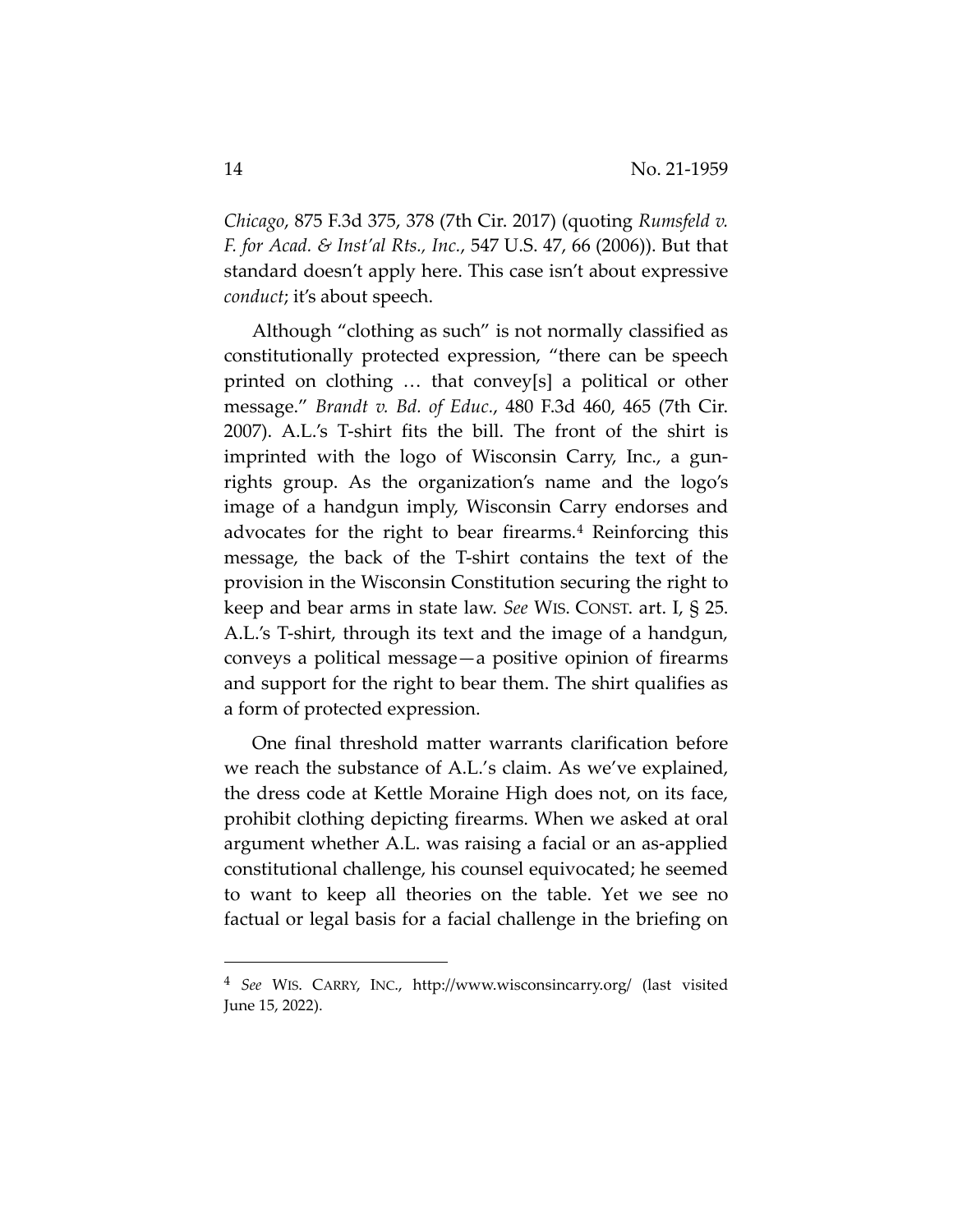*Chicago*, 875 F.3d 375, 378 (7th Cir. 2017) (quoting *Rumsfeld v. F. for Acad. & Inst'al Rts., Inc.*, 547 U.S. 47, 66 (2006)). But that standard doesn't apply here. This case isn't about expressive *conduct*; it's about speech.

Although "clothing as such" is not normally classified as constitutionally protected expression, "there can be speech printed on clothing … that convey[s] a political or other message." *Brandt v. Bd. of Educ.*, 480 F.3d 460, 465 (7th Cir. 2007). A.L.'s T-shirt fits the bill. The front of the shirt is imprinted with the logo of Wisconsin Carry, Inc., a gun-rights group. As the organization's name and the logo's image of a handgun imply, Wisconsin Carry endorses and advocates for the right to bear firearms.[4] Reinforcing this message, the back of the T-shirt contains the text of the provision in the Wisconsin Constitution securing the right to keep and bear arms in state law. *See* WIS. CONST. art. I, § 25. A.L.'s T-shirt, through its text and the image of a handgun, conveys a political message—a positive opinion of firearms and support for the right to bear them. The shirt qualifies as a form of protected expression.

One final threshold matter warrants clarification before we reach the substance of A.L.'s claim. As we've explained, the dress code at Kettle Moraine High does not, on its face, prohibit clothing depicting firearms. When we asked at oral argument whether A.L. was raising a facial or an as-applied constitutional challenge, his counsel equivocated; he seemed to want to keep all theories on the table. Yet we see no factual or legal basis for a facial challenge in the briefing on

---

[4] *See* WIS. CARRY, INC., http://www.wisconsincarry.org/ (last visited June 15, 2022).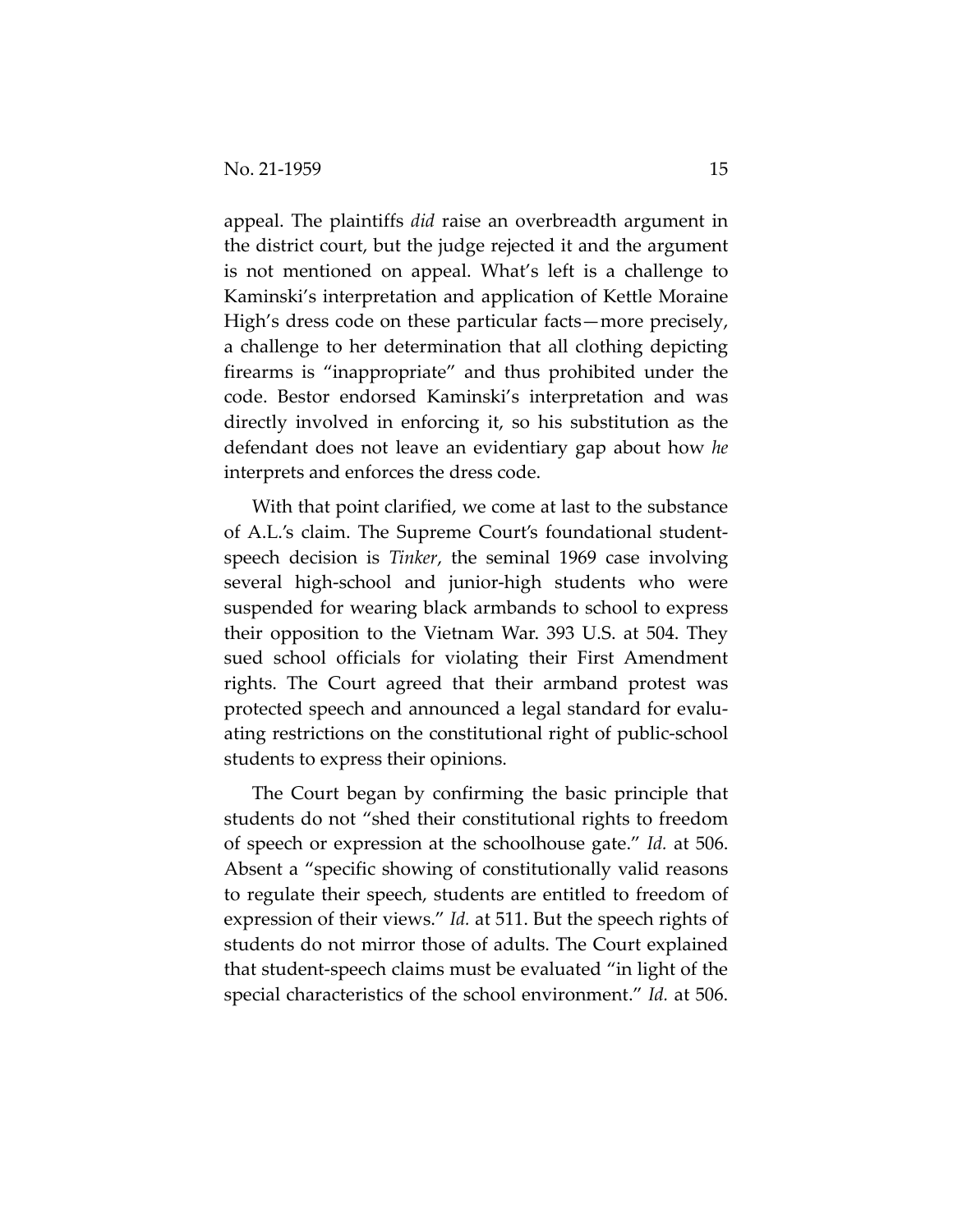appeal. The plaintiffs *did* raise an overbreadth argument in the district court, but the judge rejected it and the argument is not mentioned on appeal. What's left is a challenge to Kaminski's interpretation and application of Kettle Moraine High's dress code on these particular facts—more precisely, a challenge to her determination that all clothing depicting firearms is "inappropriate" and thus prohibited under the code. Bestor endorsed Kaminski's interpretation and was directly involved in enforcing it, so his substitution as the defendant does not leave an evidentiary gap about how *he* interprets and enforces the dress code.

With that point clarified, we come at last to the substance of A.L.'s claim. The Supreme Court's foundational student-speech decision is *Tinker*, the seminal 1969 case involving several high-school and junior-high students who were suspended for wearing black armbands to school to express their opposition to the Vietnam War. 393 U.S. at 504. They sued school officials for violating their First Amendment rights. The Court agreed that their armband protest was protected speech and announced a legal standard for evaluating restrictions on the constitutional right of public-school students to express their opinions.

The Court began by confirming the basic principle that students do not "shed their constitutional rights to freedom of speech or expression at the schoolhouse gate." *Id.* at 506. Absent a "specific showing of constitutionally valid reasons to regulate their speech, students are entitled to freedom of expression of their views." *Id.* at 511. But the speech rights of students do not mirror those of adults. The Court explained that student-speech claims must be evaluated "in light of the special characteristics of the school environment." *Id.* at 506.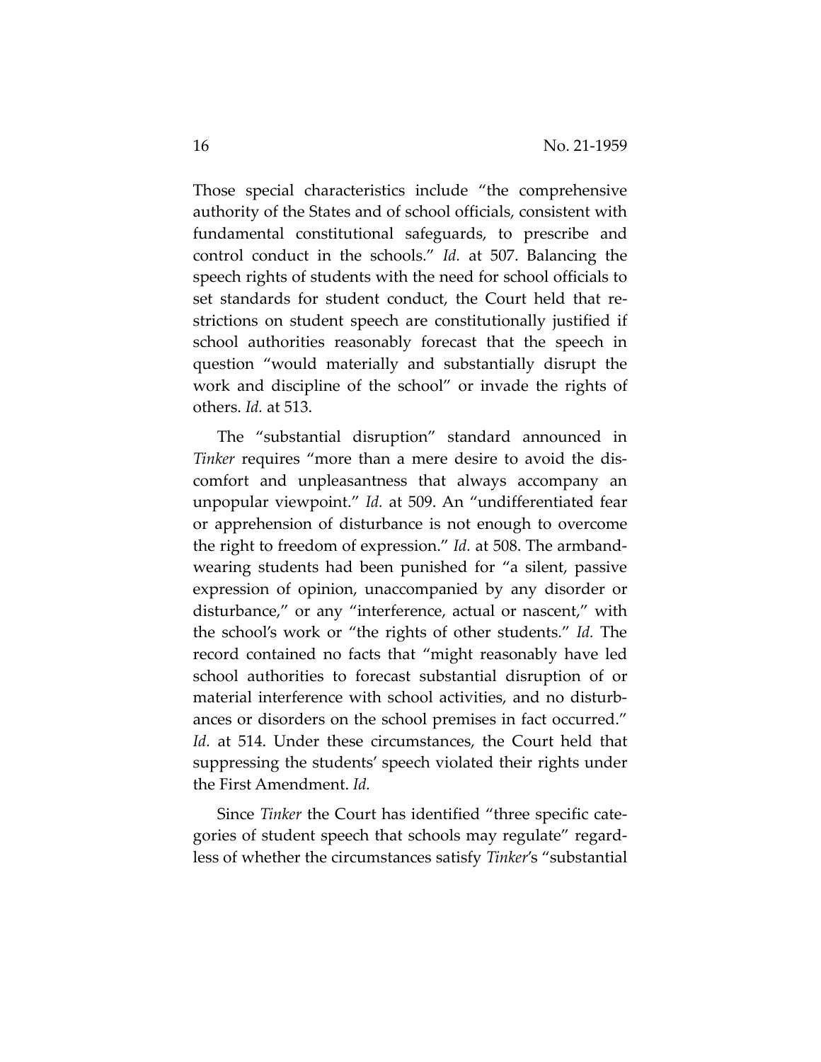Those special characteristics include "the comprehensive authority of the States and of school officials, consistent with fundamental constitutional safeguards, to prescribe and control conduct in the schools." *Id.* at 507. Balancing the speech rights of students with the need for school officials to set standards for student conduct, the Court held that restrictions on student speech are constitutionally justified if school authorities reasonably forecast that the speech in question "would materially and substantially disrupt the work and discipline of the school" or invade the rights of others. *Id.* at 513.

The "substantial disruption" standard announced in *Tinker* requires "more than a mere desire to avoid the discomfort and unpleasantness that always accompany an unpopular viewpoint." *Id.* at 509. An "undifferentiated fear or apprehension of disturbance is not enough to overcome the right to freedom of expression." *Id.* at 508. The armband-wearing students had been punished for "a silent, passive expression of opinion, unaccompanied by any disorder or disturbance," or any "interference, actual or nascent," with the school's work or "the rights of other students." *Id.* The record contained no facts that "might reasonably have led school authorities to forecast substantial disruption of or material interference with school activities, and no disturbances or disorders on the school premises in fact occurred." *Id.* at 514. Under these circumstances, the Court held that suppressing the students' speech violated their rights under the First Amendment. *Id.*

Since *Tinker* the Court has identified "three specific categories of student speech that schools may regulate" regardless of whether the circumstances satisfy *Tinker*'s "substantial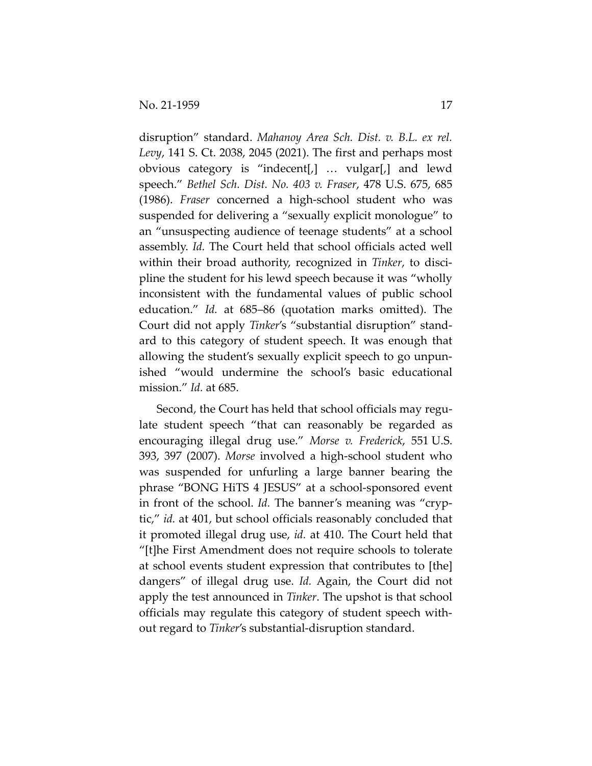disruption" standard. *Mahanoy Area Sch. Dist. v. B.L. ex rel. Levy*, 141 S. Ct. 2038, 2045 (2021). The first and perhaps most obvious category is "indecent[,] … vulgar[,] and lewd speech." *Bethel Sch. Dist. No. 403 v. Fraser*, 478 U.S. 675, 685 (1986). *Fraser* concerned a high-school student who was suspended for delivering a "sexually explicit monologue" to an "unsuspecting audience of teenage students" at a school assembly. *Id.* The Court held that school officials acted well within their broad authority, recognized in *Tinker*, to discipline the student for his lewd speech because it was "wholly inconsistent with the fundamental values of public school education." *Id.* at 685–86 (quotation marks omitted). The Court did not apply *Tinker*'s "substantial disruption" standard to this category of student speech. It was enough that allowing the student's sexually explicit speech to go unpunished "would undermine the school's basic educational mission." *Id.* at 685.

Second, the Court has held that school officials may regulate student speech "that can reasonably be regarded as encouraging illegal drug use." *Morse v. Frederick*, 551 U.S. 393, 397 (2007). *Morse* involved a high-school student who was suspended for unfurling a large banner bearing the phrase "BONG HiTS 4 JESUS" at a school-sponsored event in front of the school. *Id.* The banner's meaning was "cryptic," *id.* at 401, but school officials reasonably concluded that it promoted illegal drug use, *id.* at 410. The Court held that "[t]he First Amendment does not require schools to tolerate at school events student expression that contributes to [the] dangers" of illegal drug use. *Id.* Again, the Court did not apply the test announced in *Tinker*. The upshot is that school officials may regulate this category of student speech without regard to *Tinker*'s substantial-disruption standard.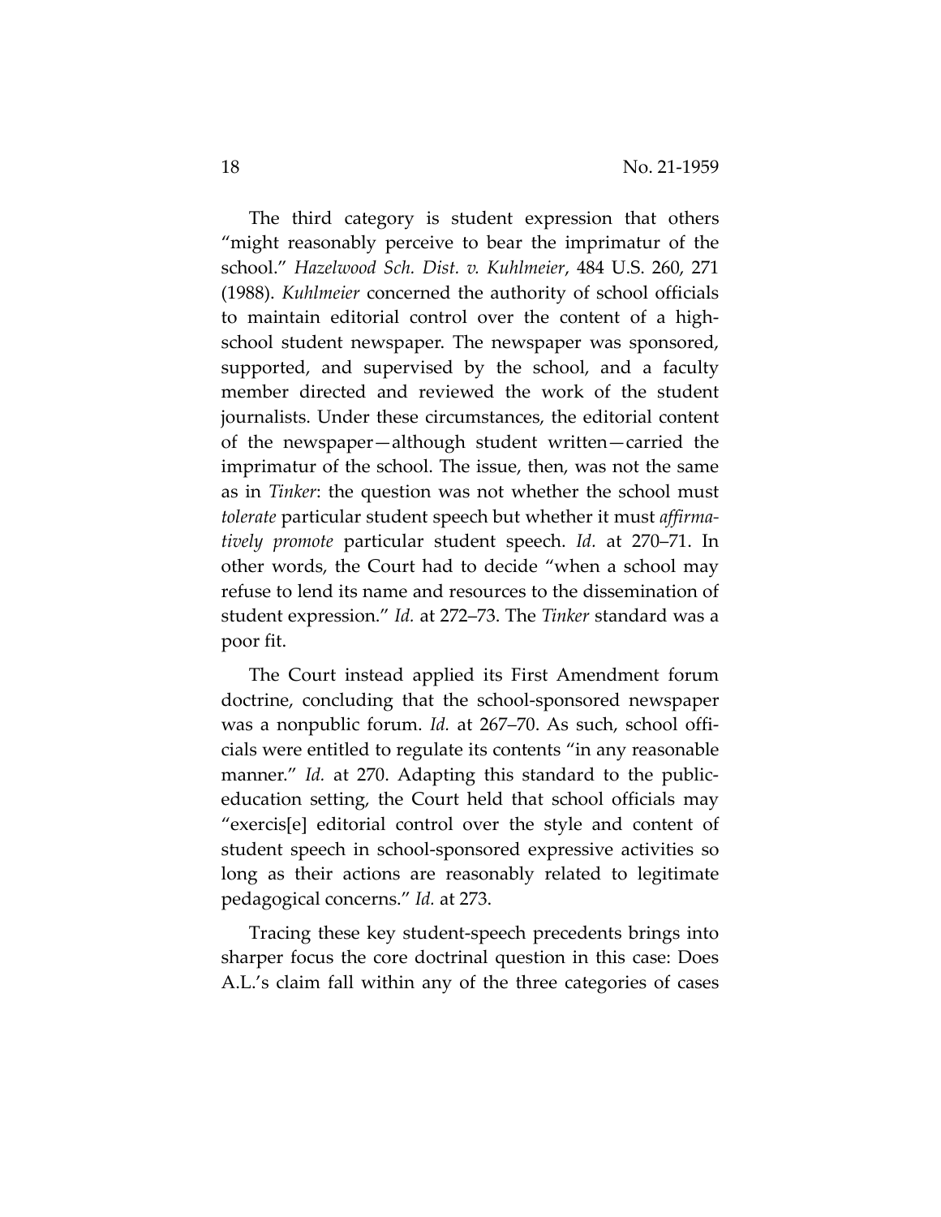The third category is student expression that others "might reasonably perceive to bear the imprimatur of the school." *Hazelwood Sch. Dist. v. Kuhlmeier*, 484 U.S. 260, 271 (1988). *Kuhlmeier* concerned the authority of school officials to maintain editorial control over the content of a high-school student newspaper. The newspaper was sponsored, supported, and supervised by the school, and a faculty member directed and reviewed the work of the student journalists. Under these circumstances, the editorial content of the newspaper—although student written—carried the imprimatur of the school. The issue, then, was not the same as in *Tinker*: the question was not whether the school must *tolerate* particular student speech but whether it must *affirmatively promote* particular student speech. *Id.* at 270–71. In other words, the Court had to decide "when a school may refuse to lend its name and resources to the dissemination of student expression." *Id.* at 272–73. The *Tinker* standard was a poor fit.

The Court instead applied its First Amendment forum doctrine, concluding that the school-sponsored newspaper was a nonpublic forum. *Id.* at 267–70. As such, school officials were entitled to regulate its contents "in any reasonable manner." *Id.* at 270. Adapting this standard to the public-education setting, the Court held that school officials may "exercis[e] editorial control over the style and content of student speech in school-sponsored expressive activities so long as their actions are reasonably related to legitimate pedagogical concerns." *Id.* at 273.

Tracing these key student-speech precedents brings into sharper focus the core doctrinal question in this case: Does A.L.'s claim fall within any of the three categories of cases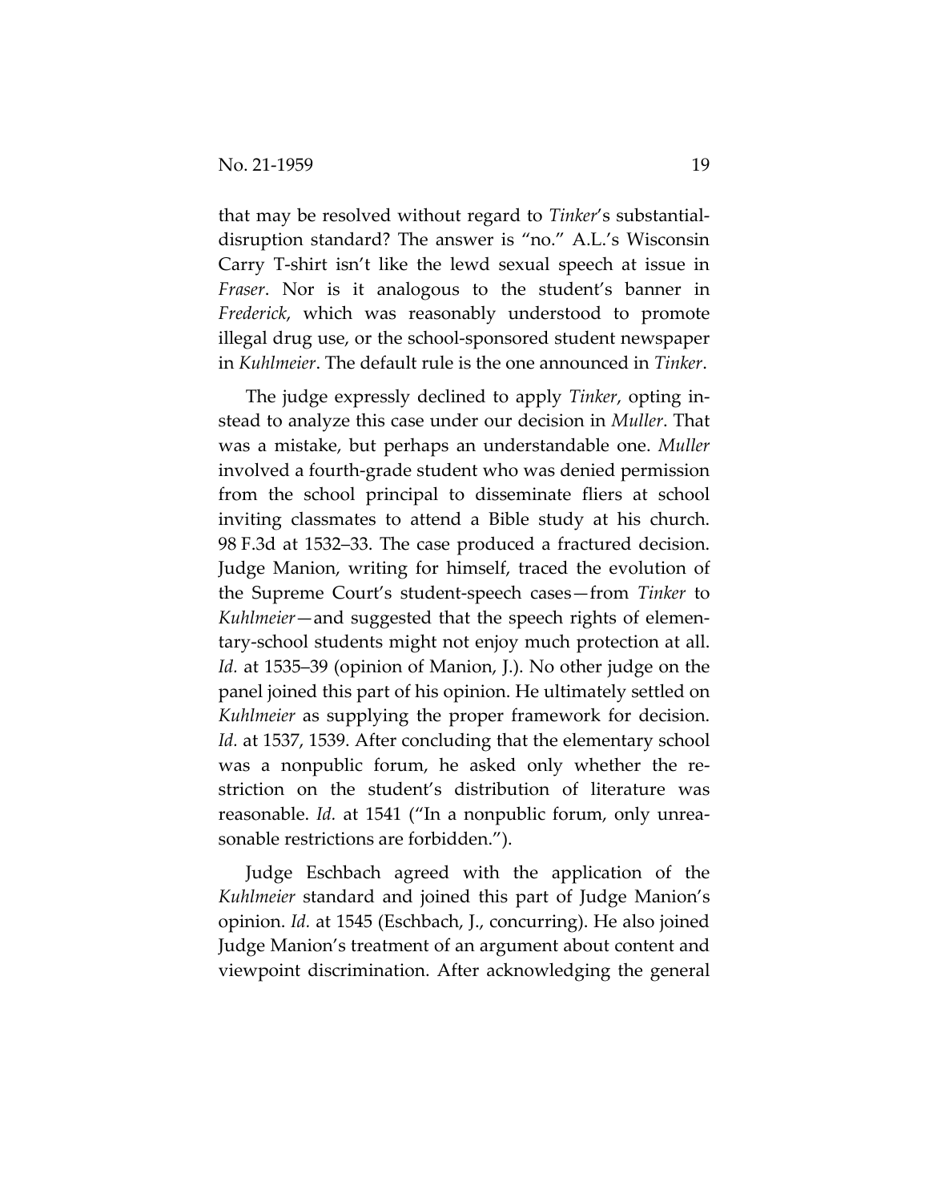that may be resolved without regard to *Tinker*'s substantial-disruption standard? The answer is "no." A.L.'s Wisconsin Carry T-shirt isn't like the lewd sexual speech at issue in *Fraser*. Nor is it analogous to the student's banner in *Frederick*, which was reasonably understood to promote illegal drug use, or the school-sponsored student newspaper in *Kuhlmeier*. The default rule is the one announced in *Tinker*.

The judge expressly declined to apply *Tinker*, opting instead to analyze this case under our decision in *Muller*. That was a mistake, but perhaps an understandable one. *Muller* involved a fourth-grade student who was denied permission from the school principal to disseminate fliers at school inviting classmates to attend a Bible study at his church. 98 F.3d at 1532–33. The case produced a fractured decision. Judge Manion, writing for himself, traced the evolution of the Supreme Court's student-speech cases—from *Tinker* to *Kuhlmeier*—and suggested that the speech rights of elementary-school students might not enjoy much protection at all. *Id.* at 1535–39 (opinion of Manion, J.). No other judge on the panel joined this part of his opinion. He ultimately settled on *Kuhlmeier* as supplying the proper framework for decision. *Id.* at 1537, 1539. After concluding that the elementary school was a nonpublic forum, he asked only whether the restriction on the student's distribution of literature was reasonable. *Id.* at 1541 ("In a nonpublic forum, only unreasonable restrictions are forbidden.").

Judge Eschbach agreed with the application of the *Kuhlmeier* standard and joined this part of Judge Manion's opinion. *Id.* at 1545 (Eschbach, J., concurring). He also joined Judge Manion's treatment of an argument about content and viewpoint discrimination. After acknowledging the general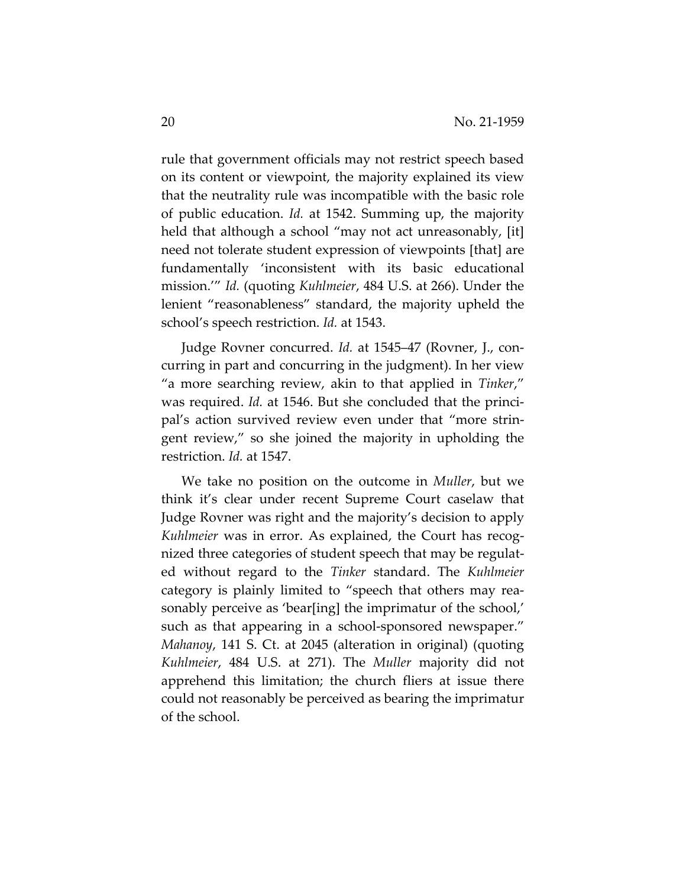rule that government officials may not restrict speech based on its content or viewpoint, the majority explained its view that the neutrality rule was incompatible with the basic role of public education. *Id.* at 1542. Summing up, the majority held that although a school "may not act unreasonably, [it] need not tolerate student expression of viewpoints [that] are fundamentally 'inconsistent with its basic educational mission.'" *Id.* (quoting *Kuhlmeier*, 484 U.S. at 266). Under the lenient "reasonableness" standard, the majority upheld the school's speech restriction. *Id.* at 1543.

Judge Rovner concurred. *Id.* at 1545–47 (Rovner, J., concurring in part and concurring in the judgment). In her view "a more searching review, akin to that applied in *Tinker*," was required. *Id.* at 1546. But she concluded that the principal's action survived review even under that "more stringent review," so she joined the majority in upholding the restriction. *Id.* at 1547.

We take no position on the outcome in *Muller*, but we think it's clear under recent Supreme Court caselaw that Judge Rovner was right and the majority's decision to apply *Kuhlmeier* was in error. As explained, the Court has recognized three categories of student speech that may be regulated without regard to the *Tinker* standard. The *Kuhlmeier* category is plainly limited to "speech that others may reasonably perceive as 'bear[ing] the imprimatur of the school,' such as that appearing in a school-sponsored newspaper." *Mahanoy*, 141 S. Ct. at 2045 (alteration in original) (quoting *Kuhlmeier*, 484 U.S. at 271). The *Muller* majority did not apprehend this limitation; the church fliers at issue there could not reasonably be perceived as bearing the imprimatur of the school.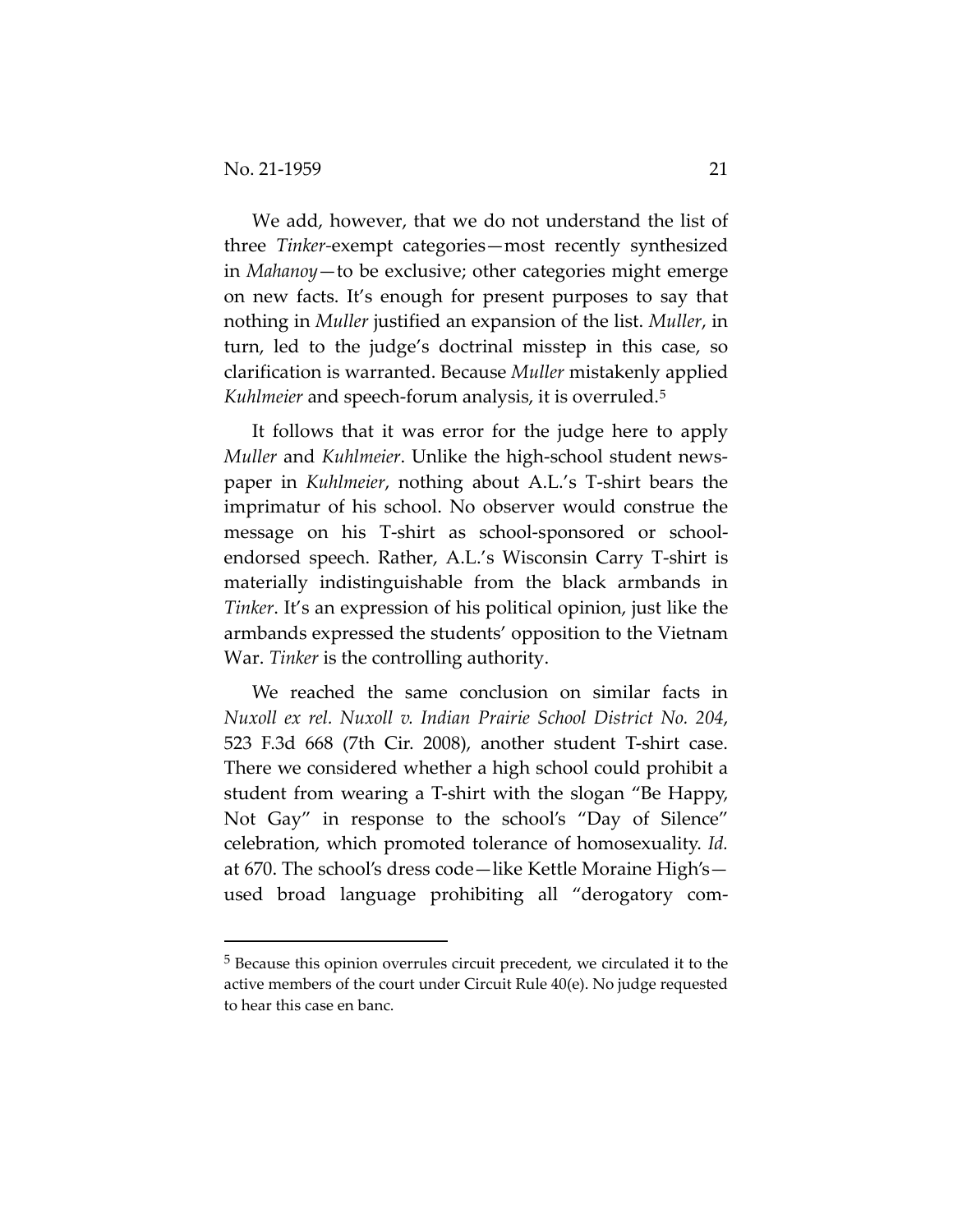We add, however, that we do not understand the list of three *Tinker*-exempt categories—most recently synthesized in *Mahanoy*—to be exclusive; other categories might emerge on new facts. It's enough for present purposes to say that nothing in *Muller* justified an expansion of the list. *Muller*, in turn, led to the judge's doctrinal misstep in this case, so clarification is warranted. Because *Muller* mistakenly applied *Kuhlmeier* and speech-forum analysis, it is overruled.[5]

It follows that it was error for the judge here to apply *Muller* and *Kuhlmeier*. Unlike the high-school student newspaper in *Kuhlmeier*, nothing about A.L.'s T-shirt bears the imprimatur of his school. No observer would construe the message on his T-shirt as school-sponsored or school-endorsed speech. Rather, A.L.'s Wisconsin Carry T-shirt is materially indistinguishable from the black armbands in *Tinker*. It's an expression of his political opinion, just like the armbands expressed the students' opposition to the Vietnam War. *Tinker* is the controlling authority.

We reached the same conclusion on similar facts in *Nuxoll ex rel. Nuxoll v. Indian Prairie School District No. 204*, 523 F.3d 668 (7th Cir. 2008), another student T-shirt case. There we considered whether a high school could prohibit a student from wearing a T-shirt with the slogan "Be Happy, Not Gay" in response to the school's "Day of Silence" celebration, which promoted tolerance of homosexuality. *Id.* at 670. The school's dress code—like Kettle Moraine High's—used broad language prohibiting all "derogatory com-

---

[5] Because this opinion overrules circuit precedent, we circulated it to the active members of the court under Circuit Rule 40(e). No judge requested to hear this case en banc.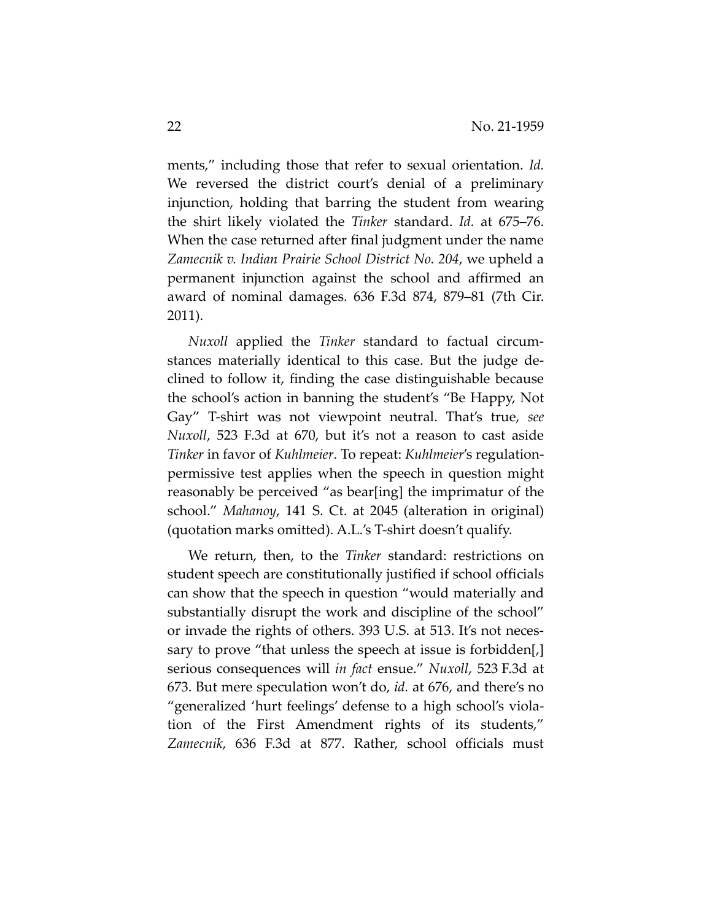ments," including those that refer to sexual orientation. *Id.* We reversed the district court's denial of a preliminary injunction, holding that barring the student from wearing the shirt likely violated the *Tinker* standard. *Id.* at 675–76. When the case returned after final judgment under the name *Zamecnik v. Indian Prairie School District No. 204*, we upheld a permanent injunction against the school and affirmed an award of nominal damages. 636 F.3d 874, 879–81 (7th Cir. 2011).

*Nuxoll* applied the *Tinker* standard to factual circumstances materially identical to this case. But the judge declined to follow it, finding the case distinguishable because the school's action in banning the student's "Be Happy, Not Gay" T-shirt was not viewpoint neutral. That's true, *see Nuxoll*, 523 F.3d at 670, but it's not a reason to cast aside *Tinker* in favor of *Kuhlmeier*. To repeat: *Kuhlmeier*'s regulation-permissive test applies when the speech in question might reasonably be perceived "as bear[ing] the imprimatur of the school." *Mahanoy*, 141 S. Ct. at 2045 (alteration in original) (quotation marks omitted). A.L.'s T-shirt doesn't qualify.

We return, then, to the *Tinker* standard: restrictions on student speech are constitutionally justified if school officials can show that the speech in question "would materially and substantially disrupt the work and discipline of the school" or invade the rights of others. 393 U.S. at 513. It's not necessary to prove "that unless the speech at issue is forbidden[,] serious consequences will *in fact* ensue." *Nuxoll*, 523 F.3d at 673. But mere speculation won't do, *id.* at 676, and there's no "generalized 'hurt feelings' defense to a high school's violation of the First Amendment rights of its students," *Zamecnik*, 636 F.3d at 877. Rather, school officials must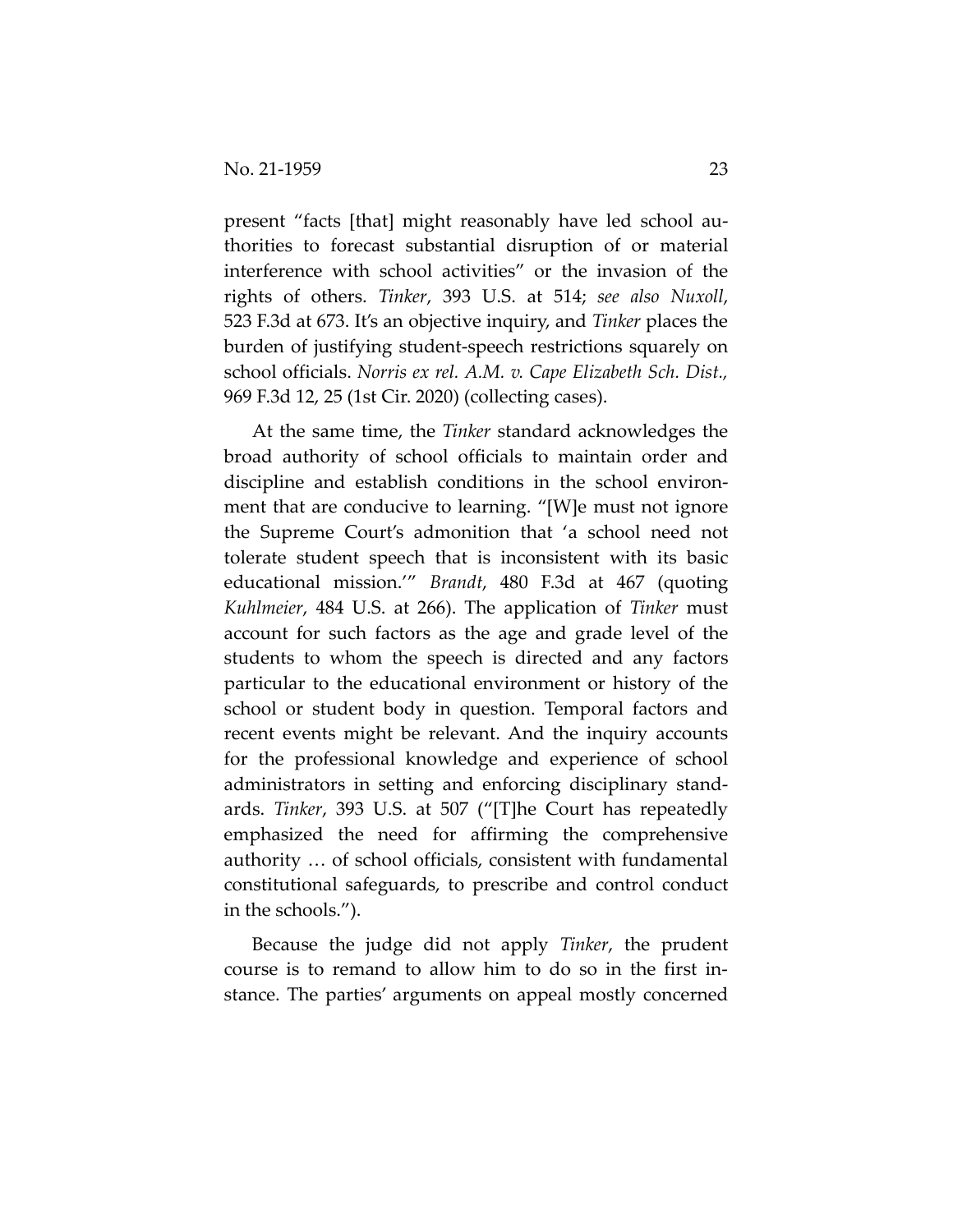present "facts [that] might reasonably have led school authorities to forecast substantial disruption of or material interference with school activities" or the invasion of the rights of others. *Tinker*, 393 U.S. at 514; *see also Nuxoll*, 523 F.3d at 673. It's an objective inquiry, and *Tinker* places the burden of justifying student-speech restrictions squarely on school officials. *Norris ex rel. A.M. v. Cape Elizabeth Sch. Dist.*, 969 F.3d 12, 25 (1st Cir. 2020) (collecting cases).

At the same time, the *Tinker* standard acknowledges the broad authority of school officials to maintain order and discipline and establish conditions in the school environment that are conducive to learning. "[W]e must not ignore the Supreme Court's admonition that 'a school need not tolerate student speech that is inconsistent with its basic educational mission.'" *Brandt*, 480 F.3d at 467 (quoting *Kuhlmeier*, 484 U.S. at 266). The application of *Tinker* must account for such factors as the age and grade level of the students to whom the speech is directed and any factors particular to the educational environment or history of the school or student body in question. Temporal factors and recent events might be relevant. And the inquiry accounts for the professional knowledge and experience of school administrators in setting and enforcing disciplinary standards. *Tinker*, 393 U.S. at 507 ("[T]he Court has repeatedly emphasized the need for affirming the comprehensive authority … of school officials, consistent with fundamental constitutional safeguards, to prescribe and control conduct in the schools.").

Because the judge did not apply *Tinker*, the prudent course is to remand to allow him to do so in the first instance. The parties' arguments on appeal mostly concerned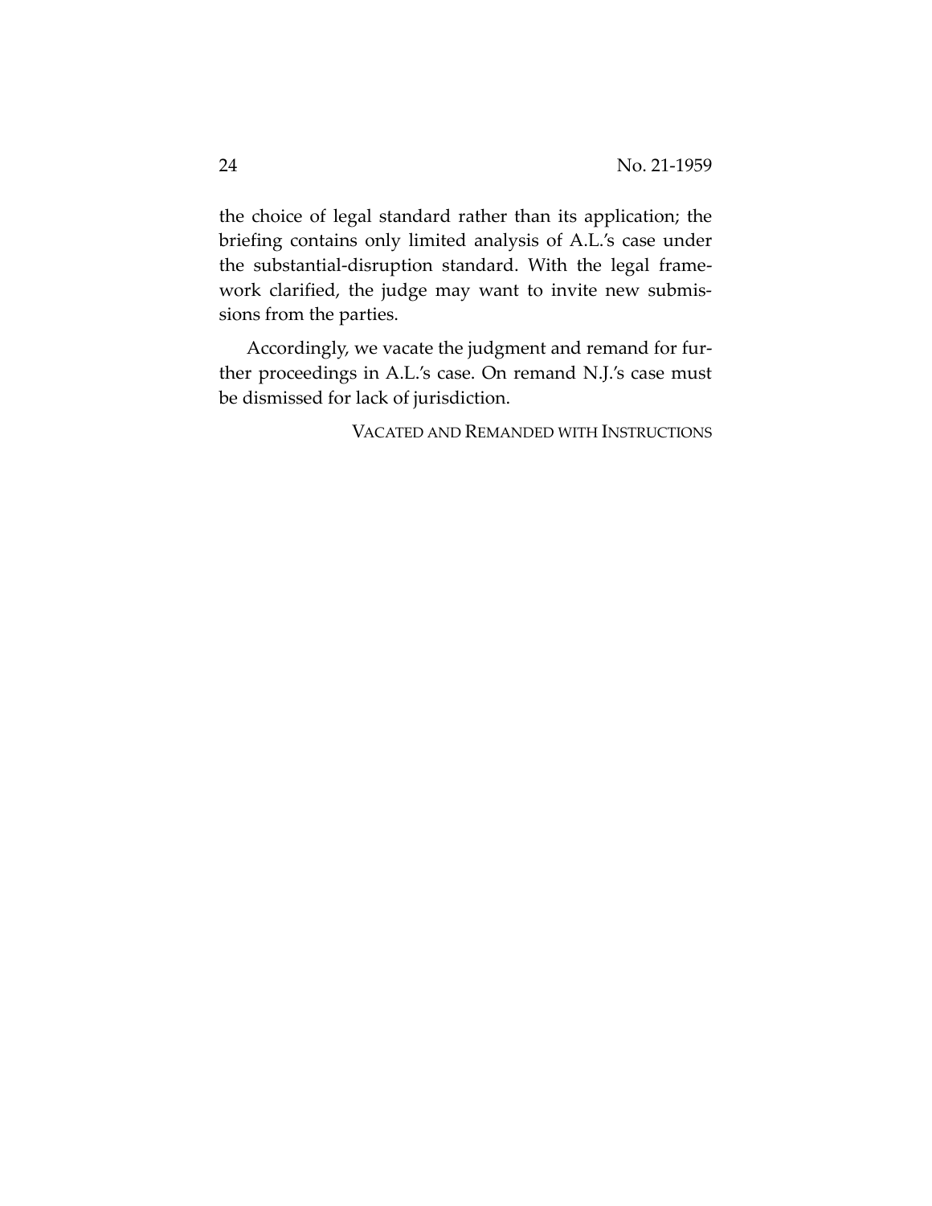the choice of legal standard rather than its application; the briefing contains only limited analysis of A.L.'s case under the substantial-disruption standard. With the legal framework clarified, the judge may want to invite new submissions from the parties.

Accordingly, we vacate the judgment and remand for further proceedings in A.L.'s case. On remand N.J.'s case must be dismissed for lack of jurisdiction.

VACATED AND REMANDED WITH INSTRUCTIONS